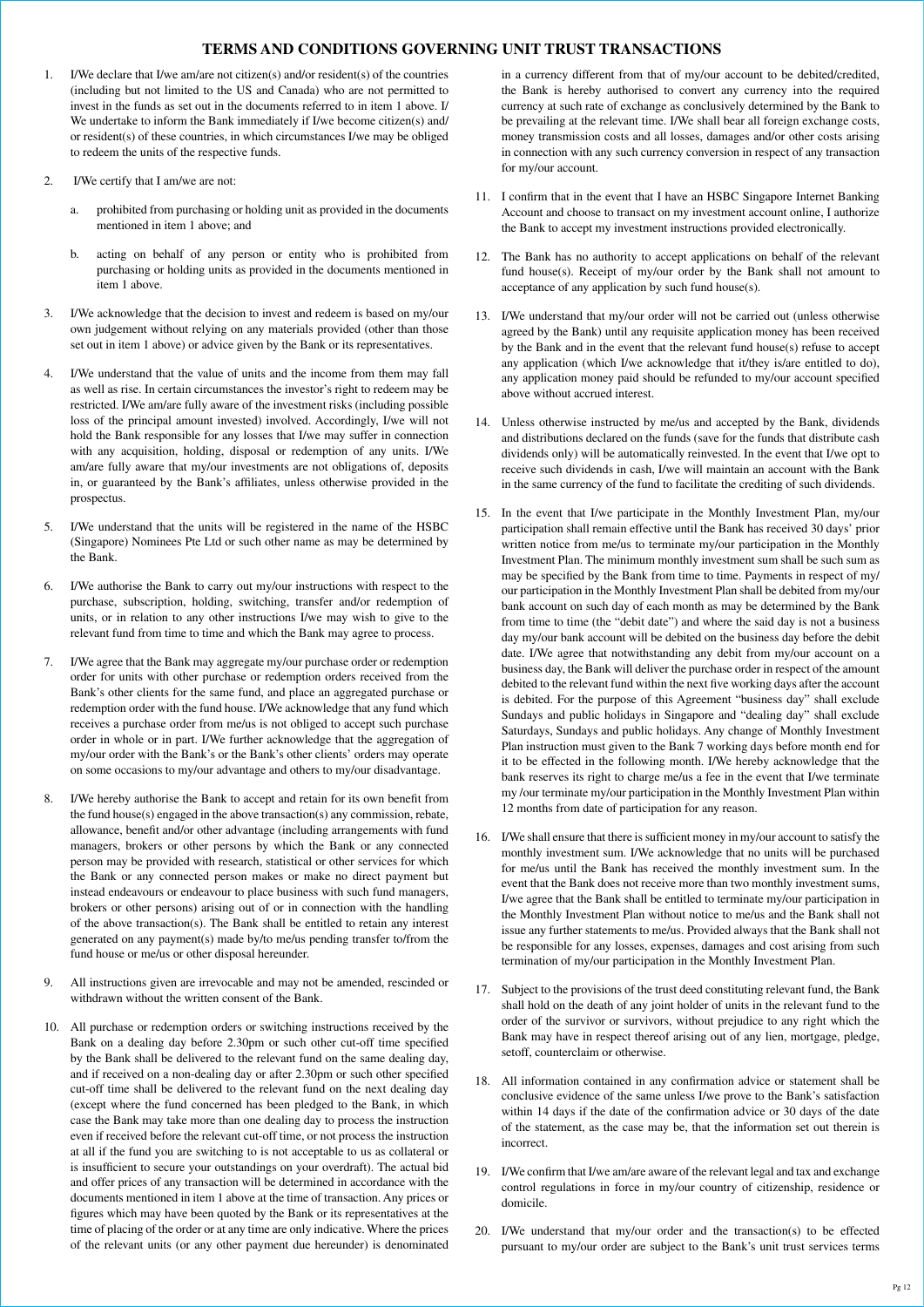## TERMS AND CONDITIONS GOVERNING UNIT TRUST TRANSACTIONS

1. I/We declare that I/we am/are not citizen(s) and/or resident(s) of the countries (including but not limited to the US and Canada) who are not permitted to invest in the funds as set out in the documents referred to in item 1 above. I/We undertake to inform the Bank immediately if I/we become citizen(s) and/or resident(s) of these countries, in which circumstances I/we may be obliged to redeem the units of the respective funds.

2. I/We certify that I am/we are not:

   a. prohibited from purchasing or holding unit as provided in the documents mentioned in item 1 above; and

   b. acting on behalf of any person or entity who is prohibited from purchasing or holding units as provided in the documents mentioned in item 1 above.

3. I/We acknowledge that the decision to invest and redeem is based on my/our own judgement without relying on any materials provided (other than those set out in item 1 above) or advice given by the Bank or its representatives.

4. I/We understand that the value of units and the income from them may fall as well as rise. In certain circumstances the investor's right to redeem may be restricted. I/We am/are fully aware of the investment risks (including possible loss of the principal amount invested) involved. Accordingly, I/we will not hold the Bank responsible for any losses that I/we may suffer in connection with any acquisition, holding, disposal or redemption of any units. I/We am/are fully aware that my/our investments are not obligations of, deposits in, or guaranteed by the Bank's affiliates, unless otherwise provided in the prospectus.

5. I/We understand that the units will be registered in the name of the HSBC (Singapore) Nominees Pte Ltd or such other name as may be determined by the Bank.

6. I/We authorise the Bank to carry out my/our instructions with respect to the purchase, subscription, holding, switching, transfer and/or redemption of units, or in relation to any other instructions I/we may wish to give to the relevant fund from time to time and which the Bank may agree to process.

7. I/We agree that the Bank may aggregate my/our purchase order or redemption order for units with other purchase or redemption orders received from the Bank's other clients for the same fund, and place an aggregated purchase or redemption order with the fund house. I/We acknowledge that any fund which receives a purchase order from me/us is not obliged to accept such purchase order in whole or in part. I/We further acknowledge that the aggregation of my/our order with the Bank's or the Bank's other clients' orders may operate on some occasions to my/our advantage and others to my/our disadvantage.

8. I/We hereby authorise the Bank to accept and retain for its own benefit from the fund house(s) engaged in the above transaction(s) any commission, rebate, allowance, benefit and/or other advantage (including arrangements with fund managers, brokers or other persons by which the Bank or any connected person may be provided with research, statistical or other services for which the Bank or any connected person makes or make no direct payment but instead endeavours or endeavour to place business with such fund managers, brokers or other persons) arising out of or in connection with the handling of the above transaction(s). The Bank shall be entitled to retain any interest generated on any payment(s) made by/to me/us pending transfer to/from the fund house or me/us or other disposal hereunder.

9. All instructions given are irrevocable and may not be amended, rescinded or withdrawn without the written consent of the Bank.

10. All purchase or redemption orders or switching instructions received by the Bank on a dealing day before 2.30pm or such other cut-off time specified by the Bank shall be delivered to the relevant fund on the same dealing day, and if received on a non-dealing day or after 2.30pm or such other specified cut-off time shall be delivered to the relevant fund on the next dealing day (except where the fund concerned has been pledged to the Bank, in which case the Bank may take more than one dealing day to process the instruction even if received before the relevant cut-off time, or not process the instruction at all if the fund you are switching to is not acceptable to us as collateral or is insufficient to secure your outstandings on your overdraft). The actual bid and offer prices of any transaction will be determined in accordance with the documents mentioned in item 1 above at the time of transaction. Any prices or figures which may have been quoted by the Bank or its representatives at the time of placing of the order or at any time are only indicative. Where the prices of the relevant units (or any other payment due hereunder) is denominated in a currency different from that of my/our account to be debited/credited, the Bank is hereby authorised to convert any currency into the required currency at such rate of exchange as conclusively determined by the Bank to be prevailing at the relevant time. I/We shall bear all foreign exchange costs, money transmission costs and all losses, damages and/or other costs arising in connection with any such currency conversion in respect of any transaction for my/our account.

11. I confirm that in the event that I have an HSBC Singapore Internet Banking Account and choose to transact on my investment account online, I authorize the Bank to accept my investment instructions provided electronically.

12. The Bank has no authority to accept applications on behalf of the relevant fund house(s). Receipt of my/our order by the Bank shall not amount to acceptance of any application by such fund house(s).

13. I/We understand that my/our order will not be carried out (unless otherwise agreed by the Bank) until any requisite application money has been received by the Bank and in the event that the relevant fund house(s) refuse to accept any application (which I/we acknowledge that it/they is/are entitled to do), any application money paid should be refunded to my/our account specified above without accrued interest.

14. Unless otherwise instructed by me/us and accepted by the Bank, dividends and distributions declared on the funds (save for the funds that distribute cash dividends only) will be automatically reinvested. In the event that I/we opt to receive such dividends in cash, I/we will maintain an account with the Bank in the same currency of the fund to facilitate the crediting of such dividends.

15. In the event that I/we participate in the Monthly Investment Plan, my/our participation shall remain effective until the Bank has received 30 days' prior written notice from me/us to terminate my/our participation in the Monthly Investment Plan. The minimum monthly investment sum shall be such sum as may be specified by the Bank from time to time. Payments in respect of my/our participation in the Monthly Investment Plan shall be debited from my/our bank account on such day of each month as may be determined by the Bank from time to time (the "debit date") and where the said day is not a business day my/our bank account will be debited on the business day before the debit date. I/We agree that notwithstanding any debit from my/our account on a business day, the Bank will deliver the purchase order in respect of the amount debited to the relevant fund within the next five working days after the account is debited. For the purpose of this Agreement "business day" shall exclude Sundays and public holidays in Singapore and "dealing day" shall exclude Saturdays, Sundays and public holidays. Any change of Monthly Investment Plan instruction must given to the Bank 7 working days before month end for it to be effected in the following month. I/We hereby acknowledge that the bank reserves its right to charge me/us a fee in the event that I/we terminate my /our terminate my/our participation in the Monthly Investment Plan within 12 months from date of participation for any reason.

16. I/We shall ensure that there is sufficient money in my/our account to satisfy the monthly investment sum. I/We acknowledge that no units will be purchased for me/us until the Bank has received the monthly investment sum. In the event that the Bank does not receive more than two monthly investment sums, I/we agree that the Bank shall be entitled to terminate my/our participation in the Monthly Investment Plan without notice to me/us and the Bank shall not issue any further statements to me/us. Provided always that the Bank shall not be responsible for any losses, expenses, damages and cost arising from such termination of my/our participation in the Monthly Investment Plan.

17. Subject to the provisions of the trust deed constituting relevant fund, the Bank shall hold on the death of any joint holder of units in the relevant fund to the order of the survivor or survivors, without prejudice to any right which the Bank may have in respect thereof arising out of any lien, mortgage, pledge, setoff, counterclaim or otherwise.

18. All information contained in any confirmation advice or statement shall be conclusive evidence of the same unless I/we prove to the Bank's satisfaction within 14 days if the date of the confirmation advice or 30 days of the date of the statement, as the case may be, that the information set out therein is incorrect.

19. I/We confirm that I/we am/are aware of the relevant legal and tax and exchange control regulations in force in my/our country of citizenship, residence or domicile.

20. I/We understand that my/our order and the transaction(s) to be effected pursuant to my/our order are subject to the Bank's unit trust services terms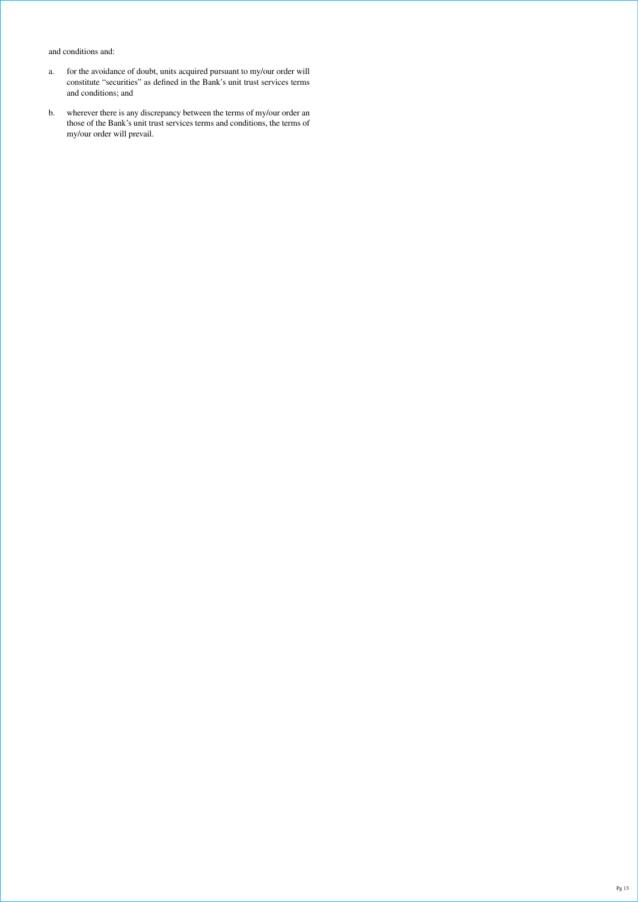and conditions and:

a. for the avoidance of doubt, units acquired pursuant to my/our order will constitute "securities" as defined in the Bank's unit trust services terms and conditions; and

b. wherever there is any discrepancy between the terms of my/our order an those of the Bank's unit trust services terms and conditions, the terms of my/our order will prevail.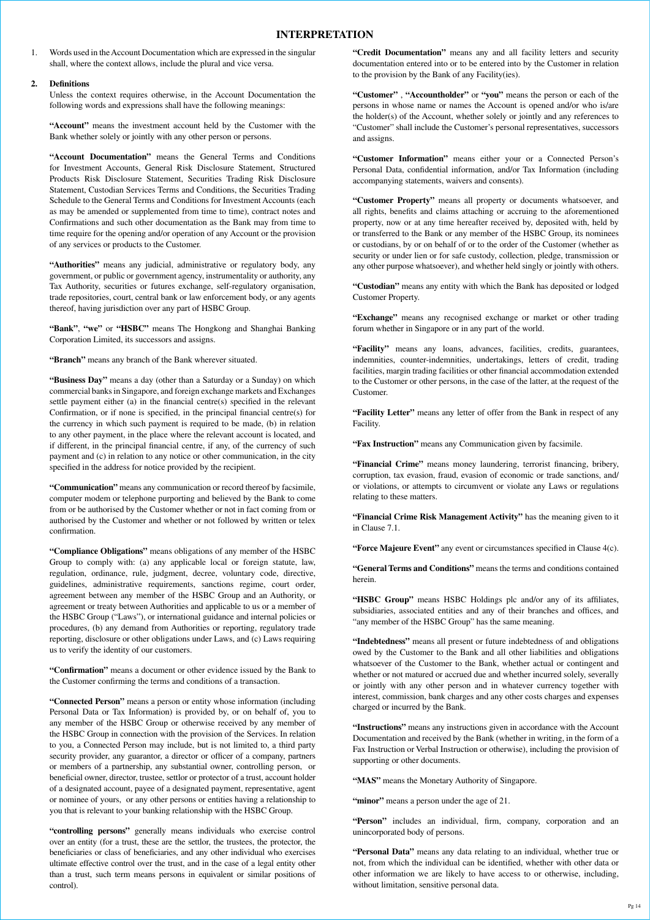# INTERPRETATION

1. Words used in the Account Documentation which are expressed in the singular shall, where the context allows, include the plural and vice versa.

2. **Definitions**

Unless the context requires otherwise, in the Account Documentation the following words and expressions shall have the following meanings:

**"Account"** means the investment account held by the Customer with the Bank whether solely or jointly with any other person or persons.

**"Account Documentation"** means the General Terms and Conditions for Investment Accounts, General Risk Disclosure Statement, Structured Products Risk Disclosure Statement, Securities Trading Risk Disclosure Statement, Custodian Services Terms and Conditions, the Securities Trading Schedule to the General Terms and Conditions for Investment Accounts (each as may be amended or supplemented from time to time), contract notes and Confirmations and such other documentation as the Bank may from time to time require for the opening and/or operation of any Account or the provision of any services or products to the Customer.

**"Authorities"** means any judicial, administrative or regulatory body, any government, or public or government agency, instrumentality or authority, any Tax Authority, securities or futures exchange, self-regulatory organisation, trade repositories, court, central bank or law enforcement body, or any agents thereof, having jurisdiction over any part of HSBC Group.

**"Bank"**, **"we"** or **"HSBC"** means The Hongkong and Shanghai Banking Corporation Limited, its successors and assigns.

**"Branch"** means any branch of the Bank wherever situated.

**"Business Day"** means a day (other than a Saturday or a Sunday) on which commercial banks in Singapore, and foreign exchange markets and Exchanges settle payment either (a) in the financial centre(s) specified in the relevant Confirmation, or if none is specified, in the principal financial centre(s) for the currency in which such payment is required to be made, (b) in relation to any other payment, in the place where the relevant account is located, and if different, in the principal financial centre, if any, of the currency of such payment and (c) in relation to any notice or other communication, in the city specified in the address for notice provided by the recipient.

**"Communication"** means any communication or record thereof by facsimile, computer modem or telephone purporting and believed by the Bank to come from or be authorised by the Customer whether or not in fact coming from or authorised by the Customer and whether or not followed by written or telex confirmation.

**"Compliance Obligations"** means obligations of any member of the HSBC Group to comply with: (a) any applicable local or foreign statute, law, regulation, ordinance, rule, judgment, decree, voluntary code, directive, guidelines, administrative requirements, sanctions regime, court order, agreement between any member of the HSBC Group and an Authority, or agreement or treaty between Authorities and applicable to us or a member of the HSBC Group ("Laws"), or international guidance and internal policies or procedures, (b) any demand from Authorities or reporting, regulatory trade reporting, disclosure or other obligations under Laws, and (c) Laws requiring us to verify the identity of our customers.

**"Confirmation"** means a document or other evidence issued by the Bank to the Customer confirming the terms and conditions of a transaction.

**"Connected Person"** means a person or entity whose information (including Personal Data or Tax Information) is provided by, or on behalf of, you to any member of the HSBC Group or otherwise received by any member of the HSBC Group in connection with the provision of the Services. In relation to you, a Connected Person may include, but is not limited to, a third party security provider, any guarantor, a director or officer of a company, partners or members of a partnership, any substantial owner, controlling person, or beneficial owner, director, trustee, settlor or protector of a trust, account holder of a designated account, payee of a designated payment, representative, agent or nominee of yours, or any other persons or entities having a relationship to you that is relevant to your banking relationship with the HSBC Group.

**"controlling persons"** generally means individuals who exercise control over an entity (for a trust, these are the settlor, the trustees, the protector, the beneficiaries or class of beneficiaries, and any other individual who exercises ultimate effective control over the trust, and in the case of a legal entity other than a trust, such term means persons in equivalent or similar positions of control).

**"Credit Documentation"** means any and all facility letters and security documentation entered into or to be entered into by the Customer in relation to the provision by the Bank of any Facility(ies).

**"Customer"** , **"Accountholder"** or **"you"** means the person or each of the persons in whose name or names the Account is opened and/or who is/are the holder(s) of the Account, whether solely or jointly and any references to "Customer" shall include the Customer's personal representatives, successors and assigns.

**"Customer Information"** means either your or a Connected Person's Personal Data, confidential information, and/or Tax Information (including accompanying statements, waivers and consents).

**"Customer Property"** means all property or documents whatsoever, and all rights, benefits and claims attaching or accruing to the aforementioned property, now or at any time hereafter received by, deposited with, held by or transferred to the Bank or any member of the HSBC Group, its nominees or custodians, by or on behalf of or to the order of the Customer (whether as security or under lien or for safe custody, collection, pledge, transmission or any other purpose whatsoever), and whether held singly or jointly with others.

**"Custodian"** means any entity with which the Bank has deposited or lodged Customer Property.

**"Exchange"** means any recognised exchange or market or other trading forum whether in Singapore or in any part of the world.

**"Facility"** means any loans, advances, facilities, credits, guarantees, indemnities, counter-indemnities, undertakings, letters of credit, trading facilities, margin trading facilities or other financial accommodation extended to the Customer or other persons, in the case of the latter, at the request of the Customer.

**"Facility Letter"** means any letter of offer from the Bank in respect of any Facility.

**"Fax Instruction"** means any Communication given by facsimile.

**"Financial Crime"** means money laundering, terrorist financing, bribery, corruption, tax evasion, fraud, evasion of economic or trade sanctions, and/or violations, or attempts to circumvent or violate any Laws or regulations relating to these matters.

**"Financial Crime Risk Management Activity"** has the meaning given to it in Clause 7.1.

**"Force Majeure Event"** any event or circumstances specified in Clause 4(c).

**"General Terms and Conditions"** means the terms and conditions contained herein.

**"HSBC Group"** means HSBC Holdings plc and/or any of its affiliates, subsidiaries, associated entities and any of their branches and offices, and "any member of the HSBC Group" has the same meaning.

**"Indebtedness"** means all present or future indebtedness of and obligations owed by the Customer to the Bank and all other liabilities and obligations whatsoever of the Customer to the Bank, whether actual or contingent and whether or not matured or accrued due and whether incurred solely, severally or jointly with any other person and in whatever currency together with interest, commission, bank charges and any other costs charges and expenses charged or incurred by the Bank.

**"Instructions"** means any instructions given in accordance with the Account Documentation and received by the Bank (whether in writing, in the form of a Fax Instruction or Verbal Instruction or otherwise), including the provision of supporting or other documents.

**"MAS"** means the Monetary Authority of Singapore.

**"minor"** means a person under the age of 21.

**"Person"** includes an individual, firm, company, corporation and an unincorporated body of persons.

**"Personal Data"** means any data relating to an individual, whether true or not, from which the individual can be identified, whether with other data or other information we are likely to have access to or otherwise, including, without limitation, sensitive personal data.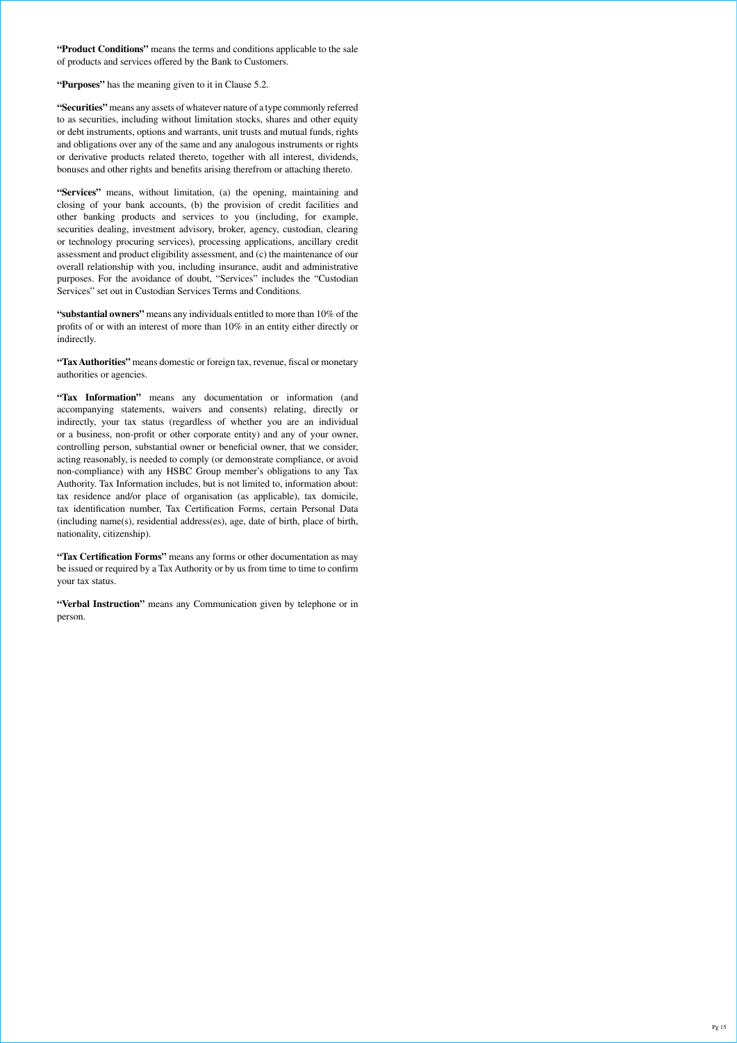**"Product Conditions"** means the terms and conditions applicable to the sale of products and services offered by the Bank to Customers.

**"Purposes"** has the meaning given to it in Clause 5.2.

**"Securities"** means any assets of whatever nature of a type commonly referred to as securities, including without limitation stocks, shares and other equity or debt instruments, options and warrants, unit trusts and mutual funds, rights and obligations over any of the same and any analogous instruments or rights or derivative products related thereto, together with all interest, dividends, bonuses and other rights and benefits arising therefrom or attaching thereto.

**"Services"** means, without limitation, (a) the opening, maintaining and closing of your bank accounts, (b) the provision of credit facilities and other banking products and services to you (including, for example, securities dealing, investment advisory, broker, agency, custodian, clearing or technology procuring services), processing applications, ancillary credit assessment and product eligibility assessment, and (c) the maintenance of our overall relationship with you, including insurance, audit and administrative purposes. For the avoidance of doubt, "Services" includes the "Custodian Services" set out in Custodian Services Terms and Conditions.

**"substantial owners"** means any individuals entitled to more than 10% of the profits of or with an interest of more than 10% in an entity either directly or indirectly.

**"Tax Authorities"** means domestic or foreign tax, revenue, fiscal or monetary authorities or agencies.

**"Tax Information"** means any documentation or information (and accompanying statements, waivers and consents) relating, directly or indirectly, your tax status (regardless of whether you are an individual or a business, non-profit or other corporate entity) and any of your owner, controlling person, substantial owner or beneficial owner, that we consider, acting reasonably, is needed to comply (or demonstrate compliance, or avoid non-compliance) with any HSBC Group member's obligations to any Tax Authority. Tax Information includes, but is not limited to, information about: tax residence and/or place of organisation (as applicable), tax domicile, tax identification number, Tax Certification Forms, certain Personal Data (including name(s), residential address(es), age, date of birth, place of birth, nationality, citizenship).

**"Tax Certification Forms"** means any forms or other documentation as may be issued or required by a Tax Authority or by us from time to time to confirm your tax status.

**"Verbal Instruction"** means any Communication given by telephone or in person.